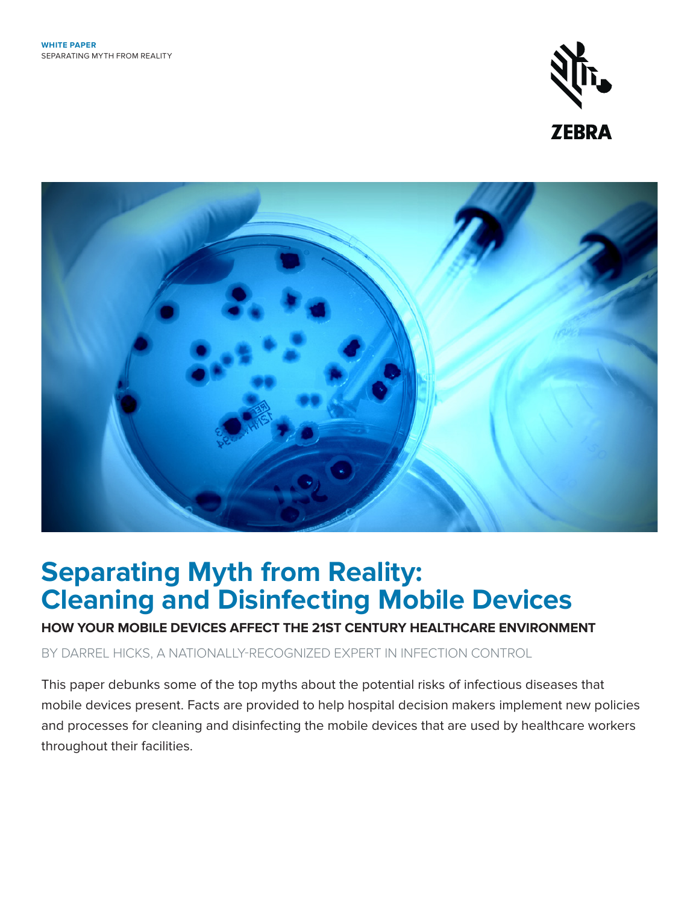**WHITE PAPER**
SEPARATING MYTH FROM REALITY

# Separating Myth from Reality: Cleaning and Disinfecting Mobile Devices

**HOW YOUR MOBILE DEVICES AFFECT THE 21ST CENTURY HEALTHCARE ENVIRONMENT**

BY DARREL HICKS, A NATIONALLY-RECOGNIZED EXPERT IN INFECTION CONTROL

This paper debunks some of the top myths about the potential risks of infectious diseases that mobile devices present. Facts are provided to help hospital decision makers implement new policies and processes for cleaning and disinfecting the mobile devices that are used by healthcare workers throughout their facilities.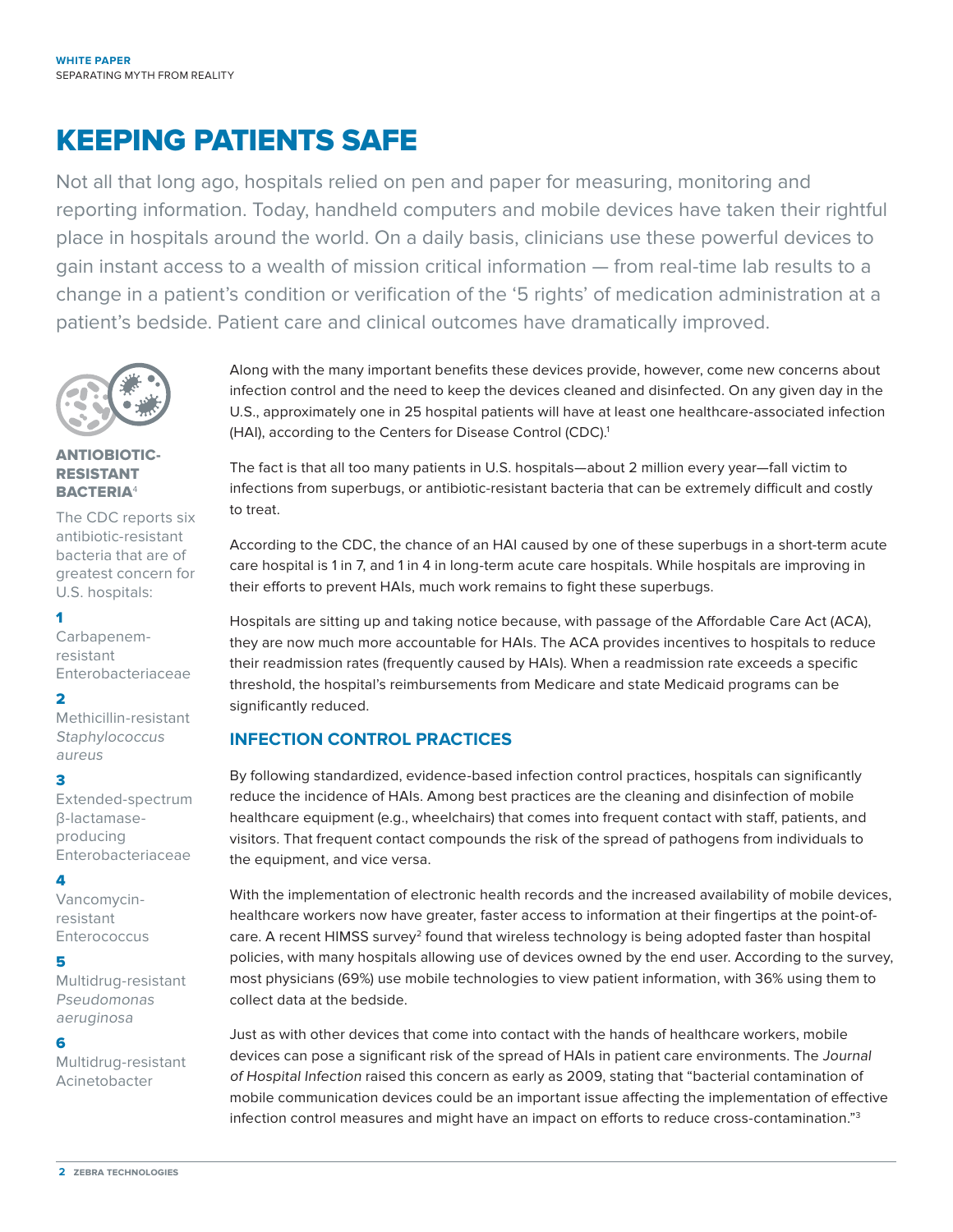# KEEPING PATIENTS SAFE

Not all that long ago, hospitals relied on pen and paper for measuring, monitoring and reporting information. Today, handheld computers and mobile devices have taken their rightful place in hospitals around the world. On a daily basis, clinicians use these powerful devices to gain instant access to a wealth of mission critical information — from real-time lab results to a change in a patient's condition or verification of the '5 rights' of medication administration at a patient's bedside. Patient care and clinical outcomes have dramatically improved.

Along with the many important benefits these devices provide, however, come new concerns about infection control and the need to keep the devices cleaned and disinfected. On any given day in the U.S., approximately one in 25 hospital patients will have at least one healthcare-associated infection (HAI), according to the Centers for Disease Control (CDC).[1]

The fact is that all too many patients in U.S. hospitals—about 2 million every year—fall victim to infections from superbugs, or antibiotic-resistant bacteria that can be extremely difficult and costly to treat.

According to the CDC, the chance of an HAI caused by one of these superbugs in a short-term acute care hospital is 1 in 7, and 1 in 4 in long-term acute care hospitals. While hospitals are improving in their efforts to prevent HAIs, much work remains to fight these superbugs.

Hospitals are sitting up and taking notice because, with passage of the Affordable Care Act (ACA), they are now much more accountable for HAIs. The ACA provides incentives to hospitals to reduce their readmission rates (frequently caused by HAIs). When a readmission rate exceeds a specific threshold, the hospital's reimbursements from Medicare and state Medicaid programs can be significantly reduced.

### ANTIBIOTIC-RESISTANT BACTERIA[4]

The CDC reports six antibiotic-resistant bacteria that are of greatest concern for U.S. hospitals:

**1**
Carbapenem-resistant Enterobacteriaceae

**2**
Methicillin-resistant *Staphylococcus aureus*

**3**
Extended-spectrum β-lactamase-producing Enterobacteriaceae

**4**
Vancomycin-resistant Enterococcus

**5**
Multidrug-resistant *Pseudomonas aeruginosa*

**6**
Multidrug-resistant Acinetobacter

## INFECTION CONTROL PRACTICES

By following standardized, evidence-based infection control practices, hospitals can significantly reduce the incidence of HAIs. Among best practices are the cleaning and disinfection of mobile healthcare equipment (e.g., wheelchairs) that comes into frequent contact with staff, patients, and visitors. That frequent contact compounds the risk of the spread of pathogens from individuals to the equipment, and vice versa.

With the implementation of electronic health records and the increased availability of mobile devices, healthcare workers now have greater, faster access to information at their fingertips at the point-of-care. A recent HIMSS survey[2] found that wireless technology is being adopted faster than hospital policies, with many hospitals allowing use of devices owned by the end user. According to the survey, most physicians (69%) use mobile technologies to view patient information, with 36% using them to collect data at the bedside.

Just as with other devices that come into contact with the hands of healthcare workers, mobile devices can pose a significant risk of the spread of HAIs in patient care environments. The *Journal of Hospital Infection* raised this concern as early as 2009, stating that "bacterial contamination of mobile communication devices could be an important issue affecting the implementation of effective infection control measures and might have an impact on efforts to reduce cross-contamination."[3]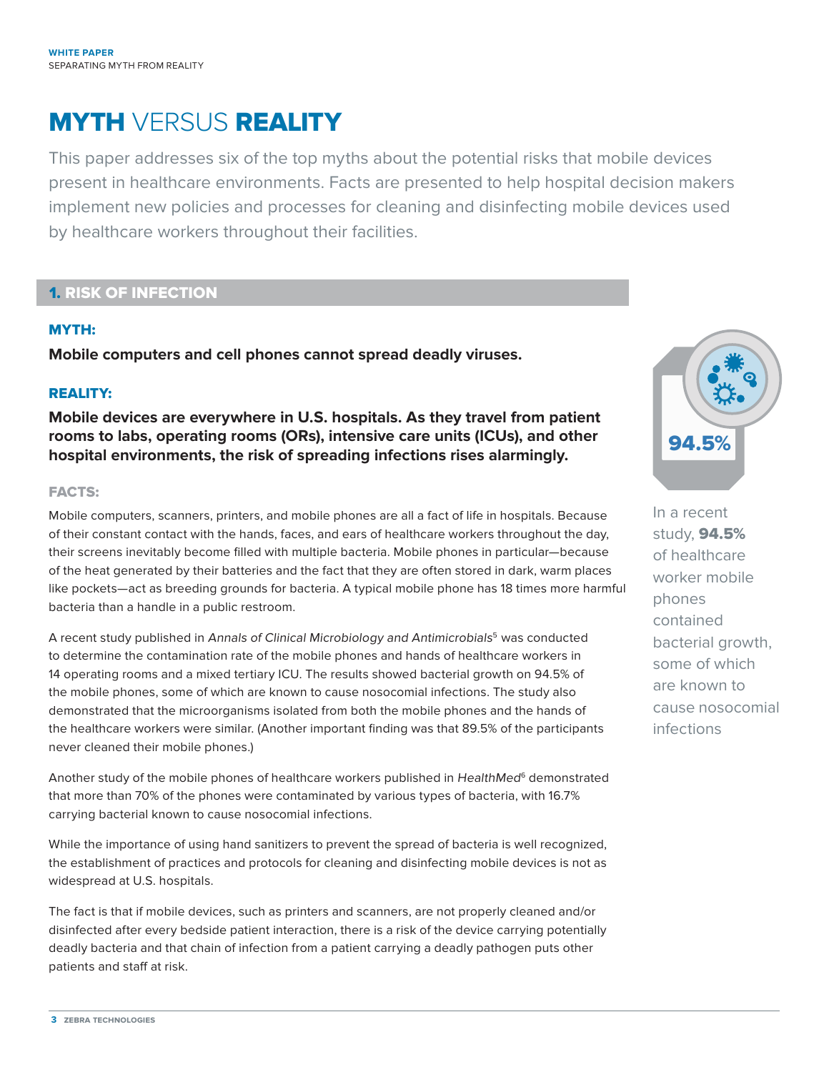# MYTH VERSUS REALITY

This paper addresses six of the top myths about the potential risks that mobile devices present in healthcare environments. Facts are presented to help hospital decision makers implement new policies and processes for cleaning and disinfecting mobile devices used by healthcare workers throughout their facilities.

## 1. RISK OF INFECTION

### MYTH:

**Mobile computers and cell phones cannot spread deadly viruses.**

### REALITY:

**Mobile devices are everywhere in U.S. hospitals. As they travel from patient rooms to labs, operating rooms (ORs), intensive care units (ICUs), and other hospital environments, the risk of spreading infections rises alarmingly.**

### FACTS:

Mobile computers, scanners, printers, and mobile phones are all a fact of life in hospitals. Because of their constant contact with the hands, faces, and ears of healthcare workers throughout the day, their screens inevitably become filled with multiple bacteria. Mobile phones in particular—because of the heat generated by their batteries and the fact that they are often stored in dark, warm places like pockets—act as breeding grounds for bacteria. A typical mobile phone has 18 times more harmful bacteria than a handle in a public restroom.

A recent study published in *Annals of Clinical Microbiology and Antimicrobials*[5] was conducted to determine the contamination rate of the mobile phones and hands of healthcare workers in 14 operating rooms and a mixed tertiary ICU. The results showed bacterial growth on 94.5% of the mobile phones, some of which are known to cause nosocomial infections. The study also demonstrated that the microorganisms isolated from both the mobile phones and the hands of the healthcare workers were similar. (Another important finding was that 89.5% of the participants never cleaned their mobile phones.)

Another study of the mobile phones of healthcare workers published in *HealthMed*[6] demonstrated that more than 70% of the phones were contaminated by various types of bacteria, with 16.7% carrying bacterial known to cause nosocomial infections.

While the importance of using hand sanitizers to prevent the spread of bacteria is well recognized, the establishment of practices and protocols for cleaning and disinfecting mobile devices is not as widespread at U.S. hospitals.

The fact is that if mobile devices, such as printers and scanners, are not properly cleaned and/or disinfected after every bedside patient interaction, there is a risk of the device carrying potentially deadly bacteria and that chain of infection from a patient carrying a deadly pathogen puts other patients and staff at risk.

94.5%

In a recent study, **94.5%** of healthcare worker mobile phones contained bacterial growth, some of which are known to cause nosocomial infections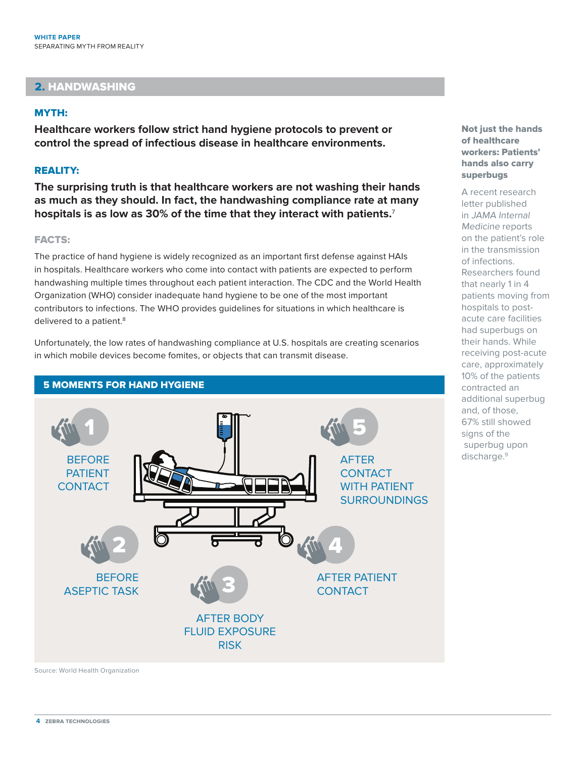## 2. HANDWASHING

### MYTH:

**Healthcare workers follow strict hand hygiene protocols to prevent or control the spread of infectious disease in healthcare environments.**

### REALITY:

**The surprising truth is that healthcare workers are not washing their hands as much as they should. In fact, the handwashing compliance rate at many hospitals is as low as 30% of the time that they interact with patients.[7]**

### FACTS:

The practice of hand hygiene is widely recognized as an important first defense against HAIs in hospitals. Healthcare workers who come into contact with patients are expected to perform handwashing multiple times throughout each patient interaction. The CDC and the World Health Organization (WHO) consider inadequate hand hygiene to be one of the most important contributors to infections. The WHO provides guidelines for situations in which healthcare is delivered to a patient.[8]

Unfortunately, the low rates of handwashing compliance at U.S. hospitals are creating scenarios in which mobile devices become fomites, or objects that can transmit disease.

### 5 MOMENTS FOR HAND HYGIENE

1. BEFORE PATIENT CONTACT
2. BEFORE ASEPTIC TASK
3. AFTER BODY FLUID EXPOSURE RISK
4. AFTER PATIENT CONTACT
5. AFTER CONTACT WITH PATIENT SURROUNDINGS

Source: World Health Organization

**Not just the hands of healthcare workers: Patients' hands also carry superbugs**

A recent research letter published in *JAMA Internal Medicine* reports on the patient's role in the transmission of infections. Researchers found that nearly 1 in 4 patients moving from hospitals to post-acute care facilities had superbugs on their hands. While receiving post-acute care, approximately 10% of the patients contracted an additional superbug and, of those, 67% still showed signs of the superbug upon discharge.[9]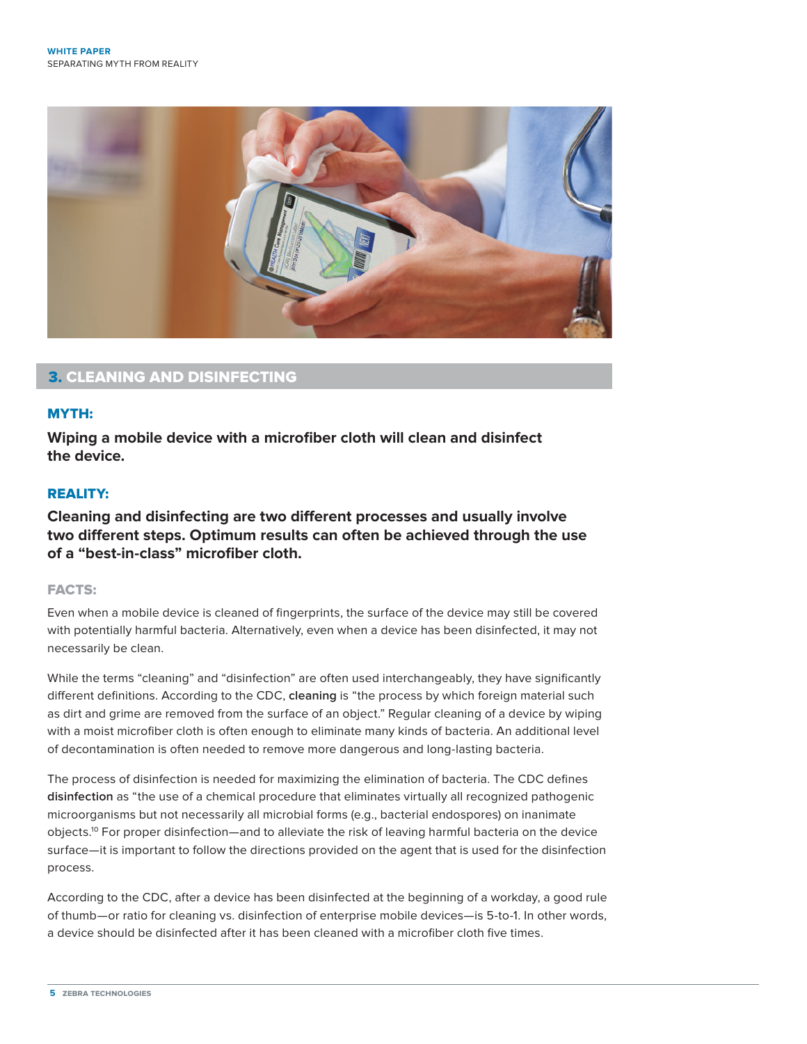## 3. CLEANING AND DISINFECTING

### MYTH:

**Wiping a mobile device with a microfiber cloth will clean and disinfect the device.**

### REALITY:

**Cleaning and disinfecting are two different processes and usually involve two different steps. Optimum results can often be achieved through the use of a "best-in-class" microfiber cloth.**

### FACTS:

Even when a mobile device is cleaned of fingerprints, the surface of the device may still be covered with potentially harmful bacteria. Alternatively, even when a device has been disinfected, it may not necessarily be clean.

While the terms "cleaning" and "disinfection" are often used interchangeably, they have significantly different definitions. According to the CDC, **cleaning** is "the process by which foreign material such as dirt and grime are removed from the surface of an object." Regular cleaning of a device by wiping with a moist microfiber cloth is often enough to eliminate many kinds of bacteria. An additional level of decontamination is often needed to remove more dangerous and long-lasting bacteria.

The process of disinfection is needed for maximizing the elimination of bacteria. The CDC defines **disinfection** as "the use of a chemical procedure that eliminates virtually all recognized pathogenic microorganisms but not necessarily all microbial forms (e.g., bacterial endospores) on inanimate objects.[10] For proper disinfection—and to alleviate the risk of leaving harmful bacteria on the device surface—it is important to follow the directions provided on the agent that is used for the disinfection process.

According to the CDC, after a device has been disinfected at the beginning of a workday, a good rule of thumb—or ratio for cleaning vs. disinfection of enterprise mobile devices—is 5-to-1. In other words, a device should be disinfected after it has been cleaned with a microfiber cloth five times.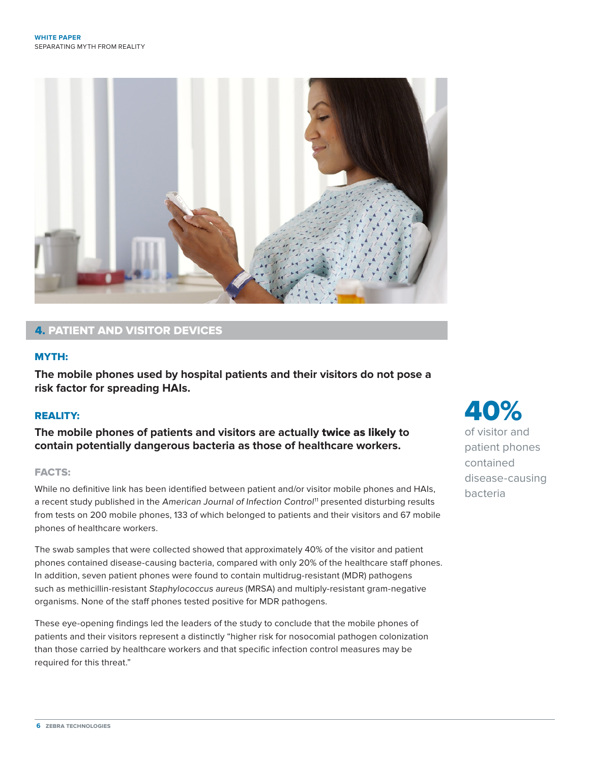## 4. PATIENT AND VISITOR DEVICES

### MYTH:

**The mobile phones used by hospital patients and their visitors do not pose a risk factor for spreading HAIs.**

### REALITY:

**The mobile phones of patients and visitors are actually twice as likely to contain potentially dangerous bacteria as those of healthcare workers.**

### FACTS:

While no definitive link has been identified between patient and/or visitor mobile phones and HAIs, a recent study published in the *American Journal of Infection Control*[11] presented disturbing results from tests on 200 mobile phones, 133 of which belonged to patients and their visitors and 67 mobile phones of healthcare workers.

The swab samples that were collected showed that approximately 40% of the visitor and patient phones contained disease-causing bacteria, compared with only 20% of the healthcare staff phones. In addition, seven patient phones were found to contain multidrug-resistant (MDR) pathogens such as methicillin-resistant *Staphylococcus aureus* (MRSA) and multiply-resistant gram-negative organisms. None of the staff phones tested positive for MDR pathogens.

These eye-opening findings led the leaders of the study to conclude that the mobile phones of patients and their visitors represent a distinctly "higher risk for nosocomial pathogen colonization than those carried by healthcare workers and that specific infection control measures may be required for this threat."

**40%** of visitor and patient phones contained disease-causing bacteria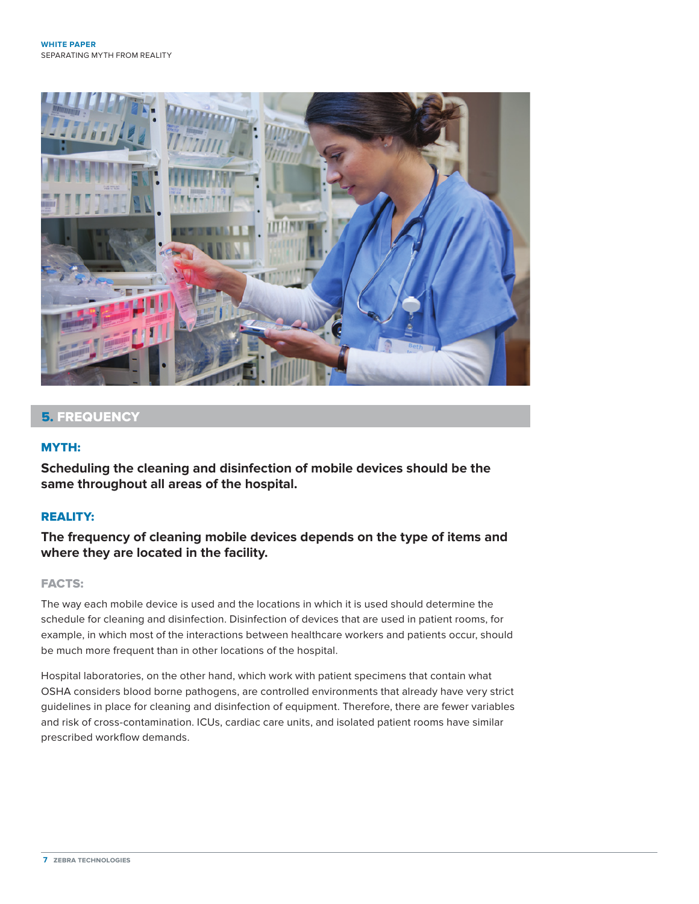## 5. FREQUENCY

### MYTH:

**Scheduling the cleaning and disinfection of mobile devices should be the same throughout all areas of the hospital.**

### REALITY:

**The frequency of cleaning mobile devices depends on the type of items and where they are located in the facility.**

### FACTS:

The way each mobile device is used and the locations in which it is used should determine the schedule for cleaning and disinfection. Disinfection of devices that are used in patient rooms, for example, in which most of the interactions between healthcare workers and patients occur, should be much more frequent than in other locations of the hospital.

Hospital laboratories, on the other hand, which work with patient specimens that contain what OSHA considers blood borne pathogens, are controlled environments that already have very strict guidelines in place for cleaning and disinfection of equipment. Therefore, there are fewer variables and risk of cross-contamination. ICUs, cardiac care units, and isolated patient rooms have similar prescribed workflow demands.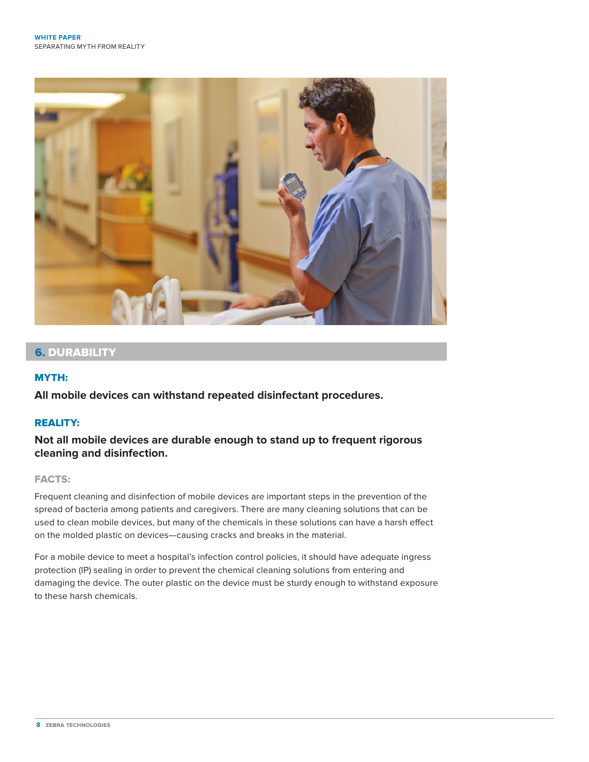## 6. DURABILITY

### MYTH:

**All mobile devices can withstand repeated disinfectant procedures.**

### REALITY:

**Not all mobile devices are durable enough to stand up to frequent rigorous cleaning and disinfection.**

### FACTS:

Frequent cleaning and disinfection of mobile devices are important steps in the prevention of the spread of bacteria among patients and caregivers. There are many cleaning solutions that can be used to clean mobile devices, but many of the chemicals in these solutions can have a harsh effect on the molded plastic on devices—causing cracks and breaks in the material.

For a mobile device to meet a hospital's infection control policies, it should have adequate ingress protection (IP) sealing in order to prevent the chemical cleaning solutions from entering and damaging the device. The outer plastic on the device must be sturdy enough to withstand exposure to these harsh chemicals.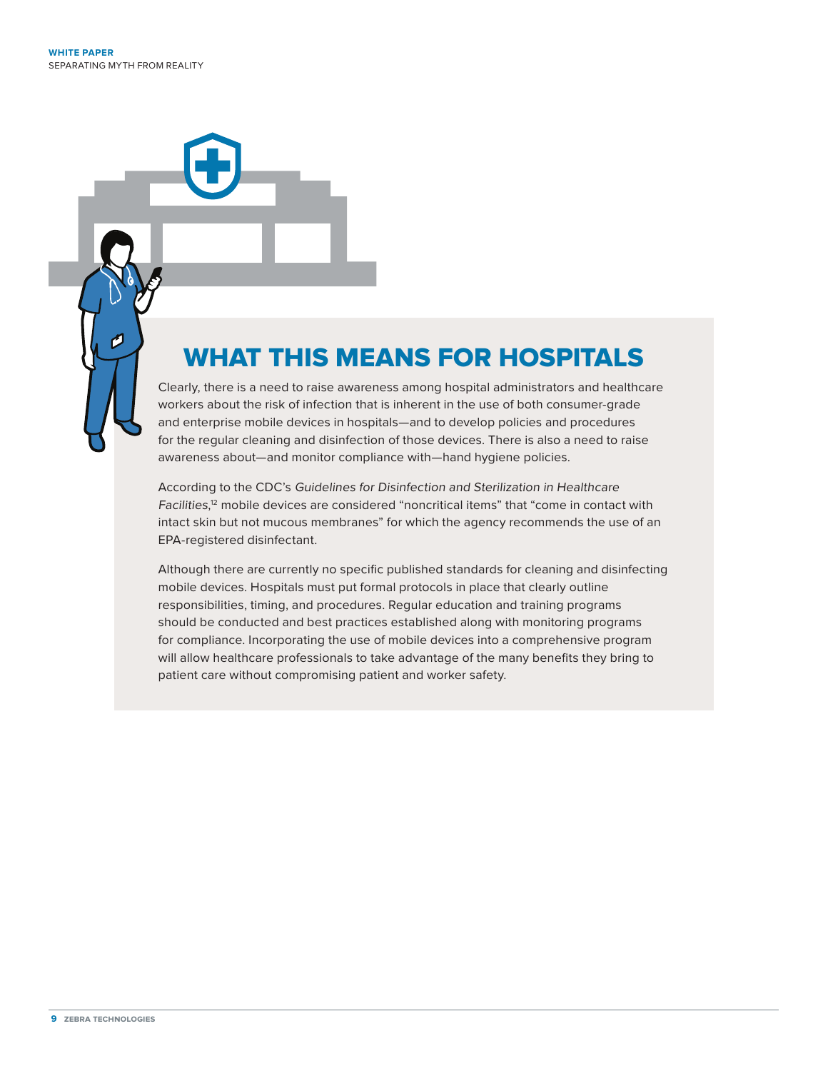## WHAT THIS MEANS FOR HOSPITALS

Clearly, there is a need to raise awareness among hospital administrators and healthcare workers about the risk of infection that is inherent in the use of both consumer-grade and enterprise mobile devices in hospitals—and to develop policies and procedures for the regular cleaning and disinfection of those devices. There is also a need to raise awareness about—and monitor compliance with—hand hygiene policies.

According to the CDC's *Guidelines for Disinfection and Sterilization in Healthcare Facilities*,[12] mobile devices are considered "noncritical items" that "come in contact with intact skin but not mucous membranes" for which the agency recommends the use of an EPA-registered disinfectant.

Although there are currently no specific published standards for cleaning and disinfecting mobile devices. Hospitals must put formal protocols in place that clearly outline responsibilities, timing, and procedures. Regular education and training programs should be conducted and best practices established along with monitoring programs for compliance. Incorporating the use of mobile devices into a comprehensive program will allow healthcare professionals to take advantage of the many benefits they bring to patient care without compromising patient and worker safety.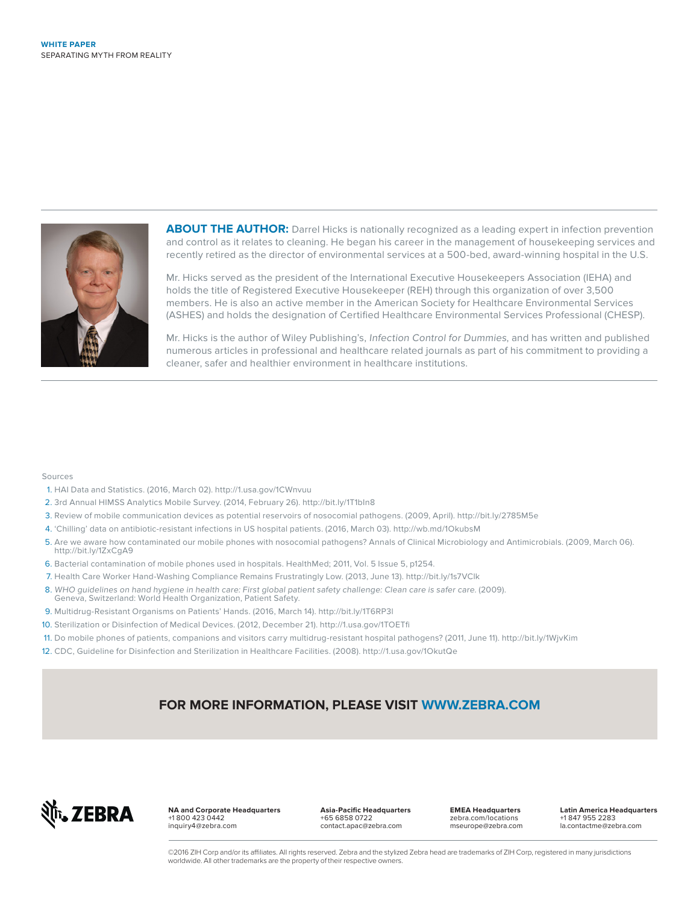**ABOUT THE AUTHOR:** Darrel Hicks is nationally recognized as a leading expert in infection prevention and control as it relates to cleaning. He began his career in the management of housekeeping services and recently retired as the director of environmental services at a 500-bed, award-winning hospital in the U.S.

Mr. Hicks served as the president of the International Executive Housekeepers Association (IEHA) and holds the title of Registered Executive Housekeeper (REH) through this organization of over 3,500 members. He is also an active member in the American Society for Healthcare Environmental Services (ASHES) and holds the designation of Certified Healthcare Environmental Services Professional (CHESP).

Mr. Hicks is the author of Wiley Publishing's, *Infection Control for Dummies*, and has written and published numerous articles in professional and healthcare related journals as part of his commitment to providing a cleaner, safer and healthier environment in healthcare institutions.

Sources

1. HAI Data and Statistics. (2016, March 02). http://1.usa.gov/1CWnvuu
2. 3rd Annual HIMSS Analytics Mobile Survey. (2014, February 26). http://bit.ly/1T1bIn8
3. Review of mobile communication devices as potential reservoirs of nosocomial pathogens. (2009, April). http://bit.ly/2785M5e
4. 'Chilling' data on antibiotic-resistant infections in US hospital patients. (2016, March 03). http://wb.md/1OkubsM
5. Are we aware how contaminated our mobile phones with nosocomial pathogens? Annals of Clinical Microbiology and Antimicrobials. (2009, March 06). http://bit.ly/1ZxCgA9
6. Bacterial contamination of mobile phones used in hospitals. HealthMed; 2011, Vol. 5 Issue 5, p1254.
7. Health Care Worker Hand-Washing Compliance Remains Frustratingly Low. (2013, June 13). http://bit.ly/1s7VClk
8. *WHO guidelines on hand hygiene in health care: First global patient safety challenge: Clean care is safer care.* (2009). Geneva, Switzerland: World Health Organization, Patient Safety.
9. Multidrug-Resistant Organisms on Patients' Hands. (2016, March 14). http://bit.ly/1T6RP3l
10. Sterilization or Disinfection of Medical Devices. (2012, December 21). http://1.usa.gov/1TOETfi
11. Do mobile phones of patients, companions and visitors carry multidrug-resistant hospital pathogens? (2011, June 11). http://bit.ly/1WjvKim
12. CDC, Guideline for Disinfection and Sterilization in Healthcare Facilities. (2008). http://1.usa.gov/1OkutQe

**FOR MORE INFORMATION, PLEASE VISIT WWW.ZEBRA.COM**

ZEBRA

**NA and Corporate Headquarters**
+1 800 423 0442
inquiry4@zebra.com

**Asia-Pacific Headquarters**
+65 6858 0722
contact.apac@zebra.com

**EMEA Headquarters**
zebra.com/locations
mseurope@zebra.com

**Latin America Headquarters**
+1 847 955 2283
la.contactme@zebra.com

©2016 ZIH Corp and/or its affiliates. All rights reserved. Zebra and the stylized Zebra head are trademarks of ZIH Corp, registered in many jurisdictions worldwide. All other trademarks are the property of their respective owners.